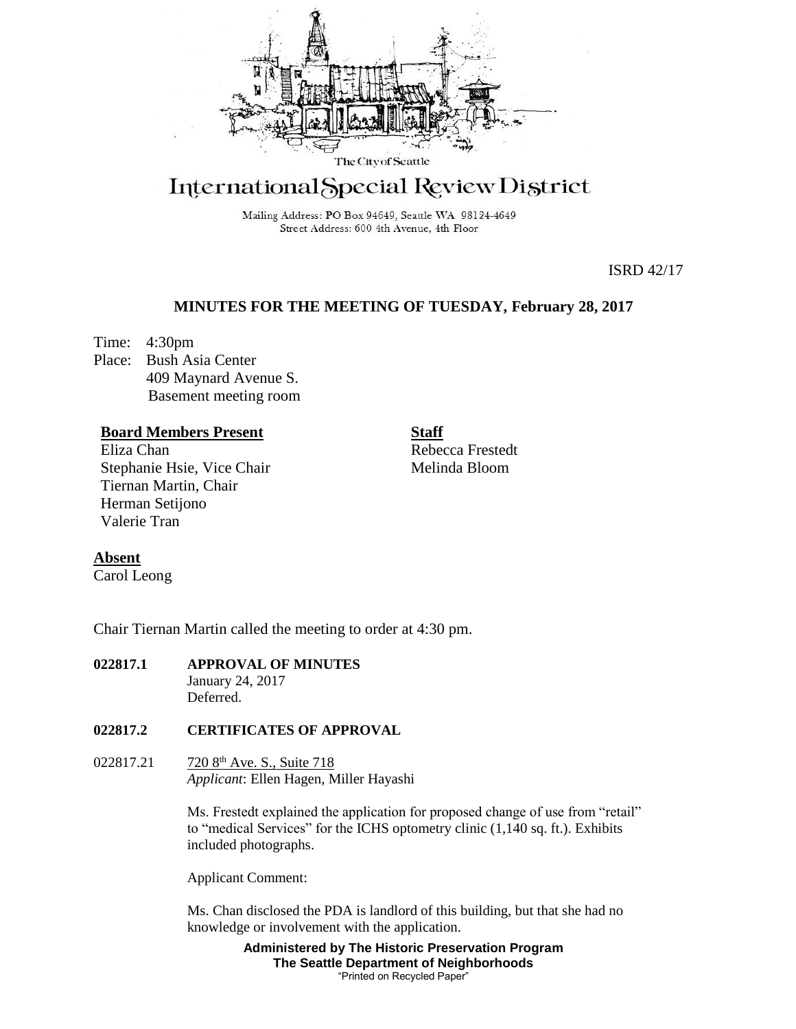The City of Seattle

# International Special Review District

Mailing Address: PO Box 94649, Seattle WA 98124-4649
Street Address: 600 4th Avenue, 4th Floor

ISRD 42/17

## MINUTES FOR THE MEETING OF TUESDAY, February 28, 2017

Time: 4:30pm
Place: Bush Asia Center
409 Maynard Avenue S.
Basement meeting room

**Board Members Present**
Eliza Chan
Stephanie Hsie, Vice Chair
Tiernan Martin, Chair
Herman Setijono
Valerie Tran

**Staff**
Rebecca Frestedt
Melinda Bloom

**Absent**
Carol Leong

Chair Tiernan Martin called the meeting to order at 4:30 pm.

**022817.1 APPROVAL OF MINUTES**
January 24, 2017
Deferred.

**022817.2 CERTIFICATES OF APPROVAL**

022817.21 720 8th Ave. S., Suite 718
*Applicant*: Ellen Hagen, Miller Hayashi

Ms. Frestedt explained the application for proposed change of use from "retail" to "medical Services" for the ICHS optometry clinic (1,140 sq. ft.). Exhibits included photographs.

Applicant Comment:

Ms. Chan disclosed the PDA is landlord of this building, but that she had no knowledge or involvement with the application.

**Administered by The Historic Preservation Program**
**The Seattle Department of Neighborhoods**
"Printed on Recycled Paper"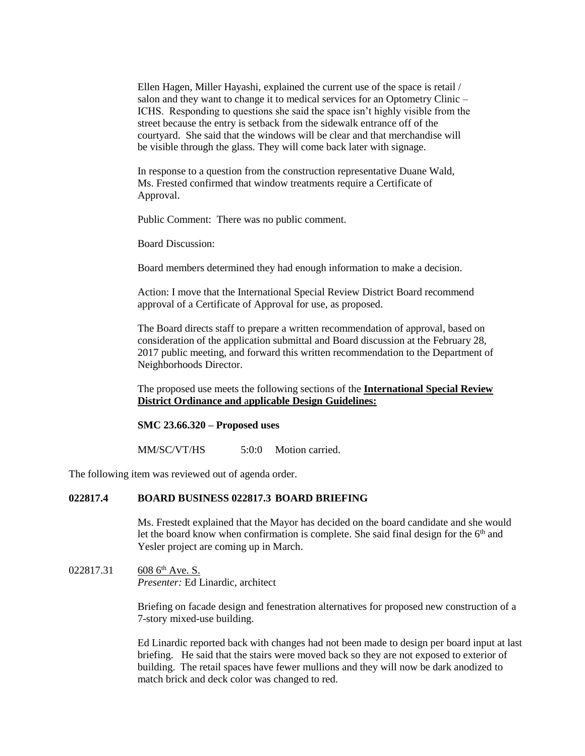Ellen Hagen, Miller Hayashi, explained the current use of the space is retail / salon and they want to change it to medical services for an Optometry Clinic – ICHS. Responding to questions she said the space isn't highly visible from the street because the entry is setback from the sidewalk entrance off of the courtyard. She said that the windows will be clear and that merchandise will be visible through the glass. They will come back later with signage.

In response to a question from the construction representative Duane Wald, Ms. Frested confirmed that window treatments require a Certificate of Approval.

Public Comment: There was no public comment.

Board Discussion:

Board members determined they had enough information to make a decision.

Action: I move that the International Special Review District Board recommend approval of a Certificate of Approval for use, as proposed.

The Board directs staff to prepare a written recommendation of approval, based on consideration of the application submittal and Board discussion at the February 28, 2017 public meeting, and forward this written recommendation to the Department of Neighborhoods Director.

The proposed use meets the following sections of the **International Special Review District Ordinance and applicable Design Guidelines:**

**SMC 23.66.320 – Proposed uses**

MM/SC/VT/HS 5:0:0 Motion carried.

The following item was reviewed out of agenda order.

**022817.4 BOARD BUSINESS 022817.3 BOARD BRIEFING**

Ms. Frestedt explained that the Mayor has decided on the board candidate and she would let the board know when confirmation is complete. She said final design for the 6th and Yesler project are coming up in March.

022817.31 608 6th Ave. S.
*Presenter:* Ed Linardic, architect

Briefing on facade design and fenestration alternatives for proposed new construction of a 7-story mixed-use building.

Ed Linardic reported back with changes had not been made to design per board input at last briefing. He said that the stairs were moved back so they are not exposed to exterior of building. The retail spaces have fewer mullions and they will now be dark anodized to match brick and deck color was changed to red.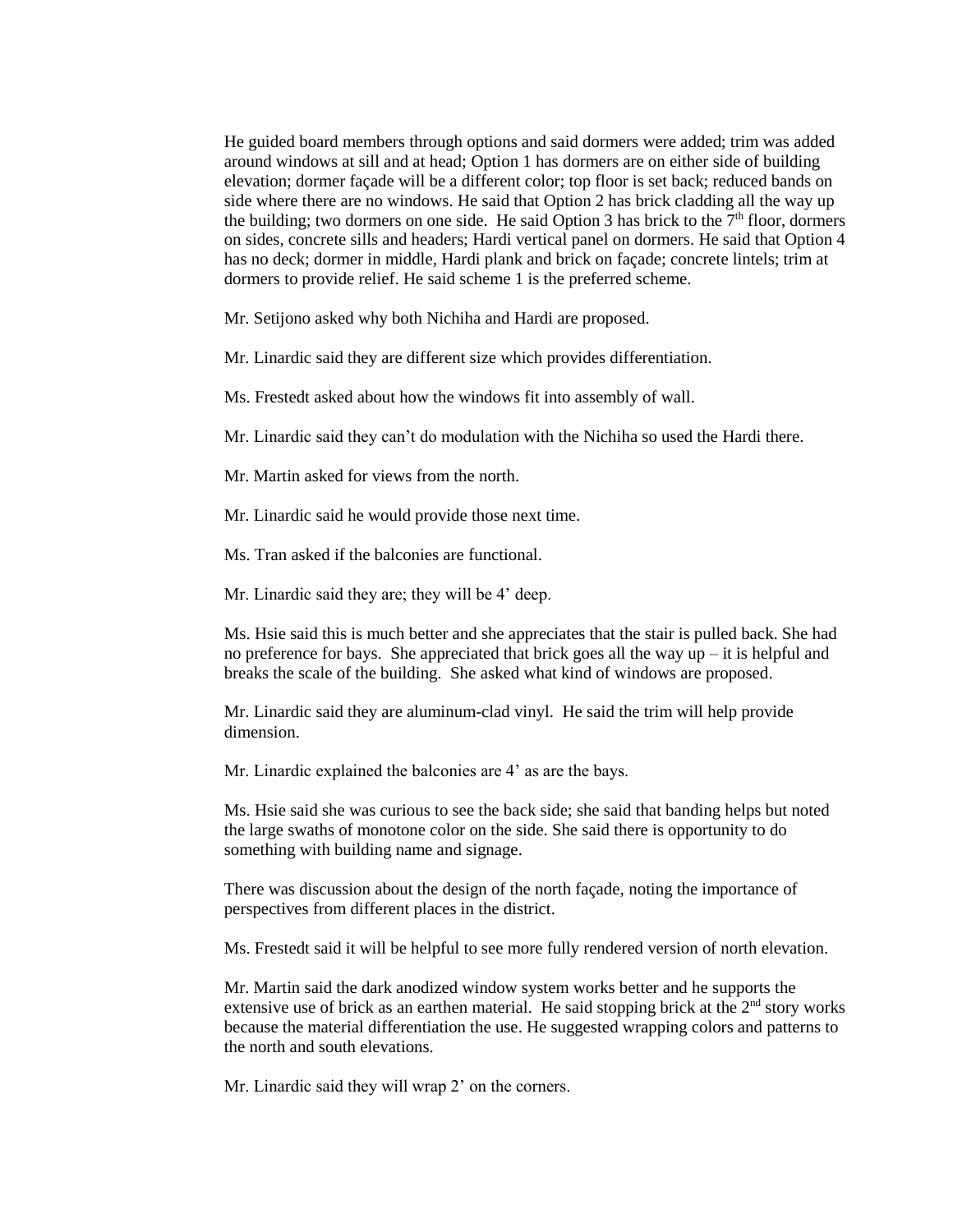He guided board members through options and said dormers were added; trim was added around windows at sill and at head; Option 1 has dormers are on either side of building elevation; dormer façade will be a different color; top floor is set back; reduced bands on side where there are no windows. He said that Option 2 has brick cladding all the way up the building; two dormers on one side. He said Option 3 has brick to the 7th floor, dormers on sides, concrete sills and headers; Hardi vertical panel on dormers. He said that Option 4 has no deck; dormer in middle, Hardi plank and brick on façade; concrete lintels; trim at dormers to provide relief. He said scheme 1 is the preferred scheme.

Mr. Setijono asked why both Nichiha and Hardi are proposed.

Mr. Linardic said they are different size which provides differentiation.

Ms. Frestedt asked about how the windows fit into assembly of wall.

Mr. Linardic said they can't do modulation with the Nichiha so used the Hardi there.

Mr. Martin asked for views from the north.

Mr. Linardic said he would provide those next time.

Ms. Tran asked if the balconies are functional.

Mr. Linardic said they are; they will be 4' deep.

Ms. Hsie said this is much better and she appreciates that the stair is pulled back. She had no preference for bays. She appreciated that brick goes all the way up – it is helpful and breaks the scale of the building. She asked what kind of windows are proposed.

Mr. Linardic said they are aluminum-clad vinyl. He said the trim will help provide dimension.

Mr. Linardic explained the balconies are 4' as are the bays.

Ms. Hsie said she was curious to see the back side; she said that banding helps but noted the large swaths of monotone color on the side. She said there is opportunity to do something with building name and signage.

There was discussion about the design of the north façade, noting the importance of perspectives from different places in the district.

Ms. Frestedt said it will be helpful to see more fully rendered version of north elevation.

Mr. Martin said the dark anodized window system works better and he supports the extensive use of brick as an earthen material. He said stopping brick at the 2nd story works because the material differentiation the use. He suggested wrapping colors and patterns to the north and south elevations.

Mr. Linardic said they will wrap 2' on the corners.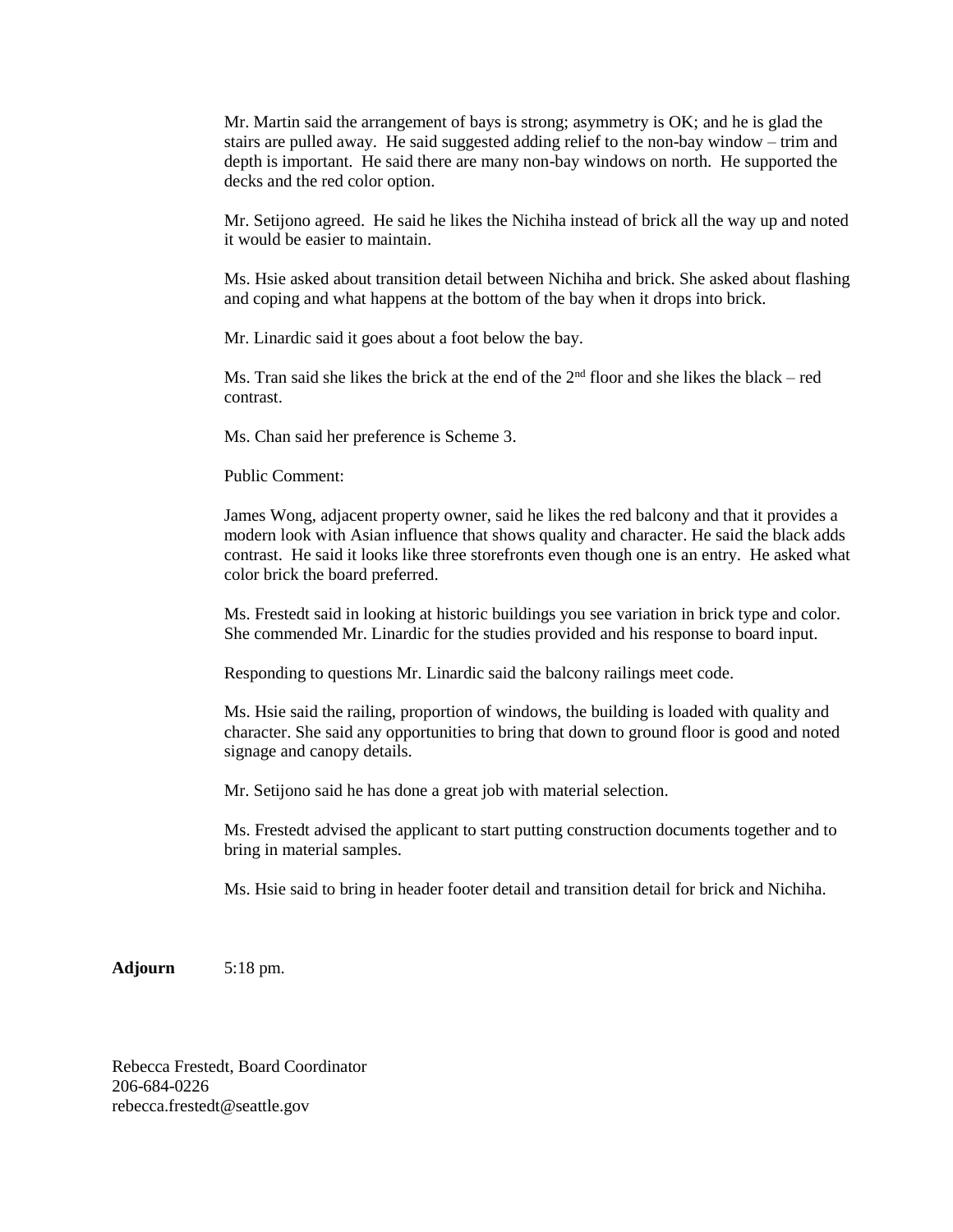Mr. Martin said the arrangement of bays is strong; asymmetry is OK; and he is glad the stairs are pulled away. He said suggested adding relief to the non-bay window – trim and depth is important. He said there are many non-bay windows on north. He supported the decks and the red color option.

Mr. Setijono agreed. He said he likes the Nichiha instead of brick all the way up and noted it would be easier to maintain.

Ms. Hsie asked about transition detail between Nichiha and brick. She asked about flashing and coping and what happens at the bottom of the bay when it drops into brick.

Mr. Linardic said it goes about a foot below the bay.

Ms. Tran said she likes the brick at the end of the 2nd floor and she likes the black – red contrast.

Ms. Chan said her preference is Scheme 3.

Public Comment:

James Wong, adjacent property owner, said he likes the red balcony and that it provides a modern look with Asian influence that shows quality and character. He said the black adds contrast. He said it looks like three storefronts even though one is an entry. He asked what color brick the board preferred.

Ms. Frestedt said in looking at historic buildings you see variation in brick type and color. She commended Mr. Linardic for the studies provided and his response to board input.

Responding to questions Mr. Linardic said the balcony railings meet code.

Ms. Hsie said the railing, proportion of windows, the building is loaded with quality and character. She said any opportunities to bring that down to ground floor is good and noted signage and canopy details.

Mr. Setijono said he has done a great job with material selection.

Ms. Frestedt advised the applicant to start putting construction documents together and to bring in material samples.

Ms. Hsie said to bring in header footer detail and transition detail for brick and Nichiha.

**Adjourn** 5:18 pm.

Rebecca Frestedt, Board Coordinator
206-684-0226
rebecca.frestedt@seattle.gov